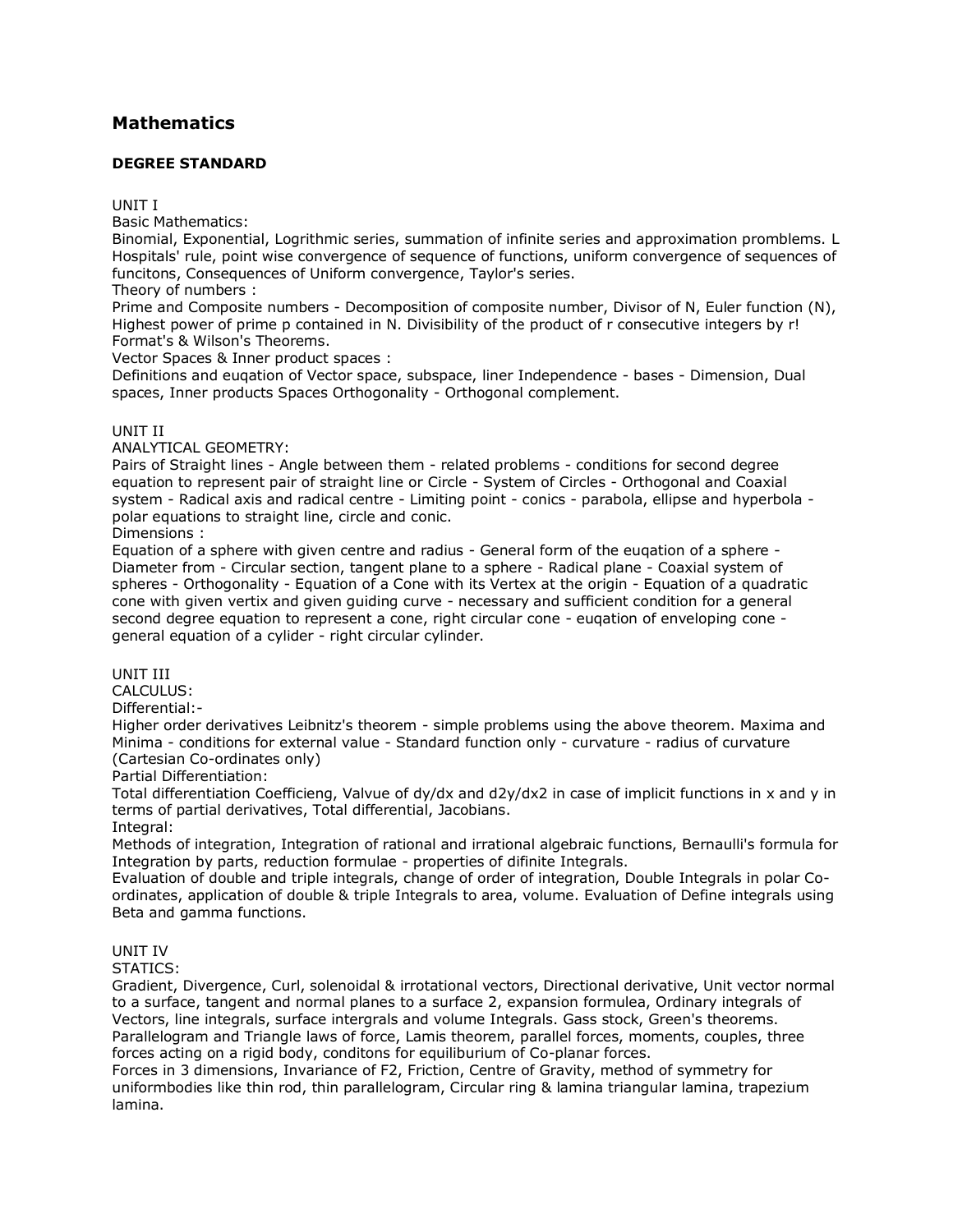## Mathematics

### DEGREE STANDARD

UNIT I

Basic Mathematics:

Binomial, Exponential, Logrithmic series, summation of infinite series and approximation promblems. L Hospitals' rule, point wise convergence of sequence of functions, uniform convergence of sequences of funcitons, Consequences of Uniform convergence, Taylor's series.

Theory of numbers :

Prime and Composite numbers - Decomposition of composite number, Divisor of N, Euler function (N), Highest power of prime p contained in N. Divisibility of the product of r consecutive integers by r! Format's & Wilson's Theorems.

Vector Spaces & Inner product spaces :

Definitions and euqation of Vector space, subspace, liner Independence - bases - Dimension, Dual spaces, Inner products Spaces Orthogonality - Orthogonal complement.

UNIT II

ANALYTICAL GEOMETRY:

Pairs of Straight lines - Angle between them - related problems - conditions for second degree equation to represent pair of straight line or Circle - System of Circles - Orthogonal and Coaxial system - Radical axis and radical centre - Limiting point - conics - parabola, ellipse and hyperbola - polar equations to straight line, circle and conic.

Dimensions :

Equation of a sphere with given centre and radius - General form of the euqation of a sphere - Diameter from - Circular section, tangent plane to a sphere - Radical plane - Coaxial system of spheres - Orthogonality - Equation of a Cone with its Vertex at the origin - Equation of a quadratic cone with given vertix and given guiding curve - necessary and sufficient condition for a general second degree equation to represent a cone, right circular cone - euqation of enveloping cone - general equation of a cylider - right circular cylinder.

UNIT III

CALCULUS:

Differential:-

Higher order derivatives Leibnitz's theorem - simple problems using the above theorem. Maxima and Minima - conditions for external value - Standard function only - curvature - radius of curvature (Cartesian Co-ordinates only)

Partial Differentiation:

Total differentiation Coefficieng, Valvue of dy/dx and d2y/dx2 in case of implicit functions in x and y in terms of partial derivatives, Total differential, Jacobians.

Integral:

Methods of integration, Integration of rational and irrational algebraic functions, Bernaulli's formula for Integration by parts, reduction formulae - properties of difinite Integrals.

Evaluation of double and triple integrals, change of order of integration, Double Integrals in polar Co-ordinates, application of double & triple Integrals to area, volume. Evaluation of Define integrals using Beta and gamma functions.

UNIT IV

STATICS:

Gradient, Divergence, Curl, solenoidal & irrotational vectors, Directional derivative, Unit vector normal to a surface, tangent and normal planes to a surface 2, expansion formulea, Ordinary integrals of Vectors, line integrals, surface intergrals and volume Integrals. Gass stock, Green's theorems.

Parallelogram and Triangle laws of force, Lamis theorem, parallel forces, moments, couples, three forces acting on a rigid body, conditons for equiliburium of Co-planar forces.

Forces in 3 dimensions, Invariance of F2, Friction, Centre of Gravity, method of symmetry for uniformbodies like thin rod, thin parallelogram, Circular ring & lamina triangular lamina, trapezium lamina.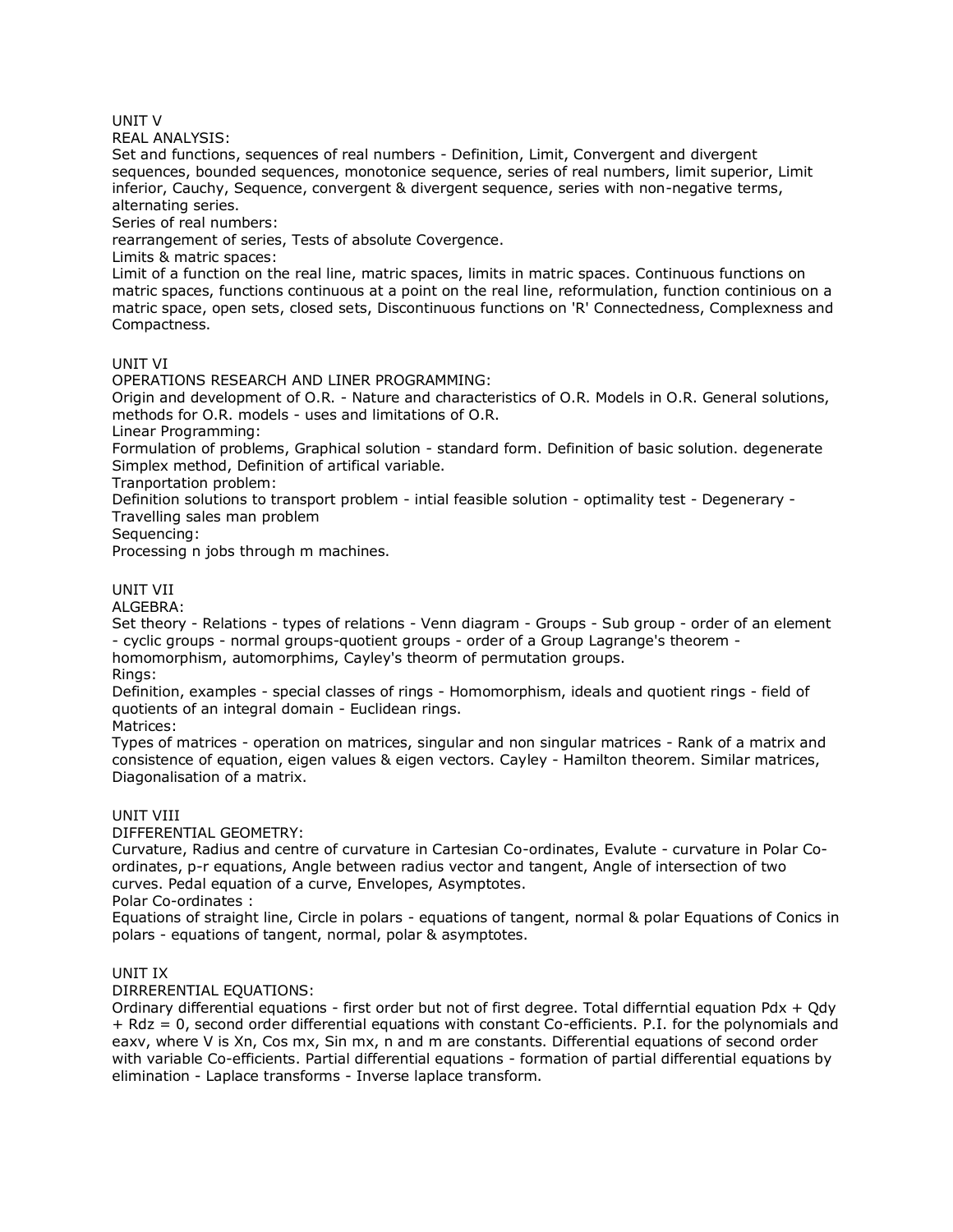## UNIT V

### REAL ANALYSIS:

Set and functions, sequences of real numbers - Definition, Limit, Convergent and divergent sequences, bounded sequences, monotonice sequence, series of real numbers, limit superior, Limit inferior, Cauchy, Sequence, convergent & divergent sequence, series with non-negative terms, alternating series.

### Series of real numbers:

rearrangement of series, Tests of absolute Covergence.

### Limits & matric spaces:

Limit of a function on the real line, matric spaces, limits in matric spaces. Continuous functions on matric spaces, functions continuous at a point on the real line, reformulation, function continious on a matric space, open sets, closed sets, Discontinuous functions on 'R' Connectedness, Complexness and Compactness.

## UNIT VI

### OPERATIONS RESEARCH AND LINER PROGRAMMING:

Origin and development of O.R. - Nature and characteristics of O.R. Models in O.R. General solutions, methods for O.R. models - uses and limitations of O.R.

### Linear Programming:

Formulation of problems, Graphical solution - standard form. Definition of basic solution. degenerate Simplex method, Definition of artifical variable.

### Tranportation problem:

Definition solutions to transport problem - intial feasible solution - optimality test - Degenerary - Travelling sales man problem

### Sequencing:

Processing n jobs through m machines.

## UNIT VII

### ALGEBRA:

Set theory - Relations - types of relations - Venn diagram - Groups - Sub group - order of an element - cyclic groups - normal groups-quotient groups - order of a Group Lagrange's theorem - homomorphism, automorphims, Cayley's theorm of permutation groups.

### Rings:

Definition, examples - special classes of rings - Homomorphism, ideals and quotient rings - field of quotients of an integral domain - Euclidean rings.

### Matrices:

Types of matrices - operation on matrices, singular and non singular matrices - Rank of a matrix and consistence of equation, eigen values & eigen vectors. Cayley - Hamilton theorem. Similar matrices, Diagonalisation of a matrix.

## UNIT VIII

### DIFFERENTIAL GEOMETRY:

Curvature, Radius and centre of curvature in Cartesian Co-ordinates, Evalute - curvature in Polar Co-ordinates, p-r equations, Angle between radius vector and tangent, Angle of intersection of two curves. Pedal equation of a curve, Envelopes, Asymptotes.

### Polar Co-ordinates :

Equations of straight line, Circle in polars - equations of tangent, normal & polar Equations of Conics in polars - equations of tangent, normal, polar & asymptotes.

## UNIT IX

### DIRRERENTIAL EQUATIONS:

Ordinary differential equations - first order but not of first degree. Total differntial equation $Pdx + Qdy + Rdz = 0$, second order differential equations with constant Co-efficients. P.I. for the polynomials and eaxv, where V is Xn, Cos mx, Sin mx, n and m are constants. Differential equations of second order with variable Co-efficients. Partial differential equations - formation of partial differential equations by elimination - Laplace transforms - Inverse laplace transform.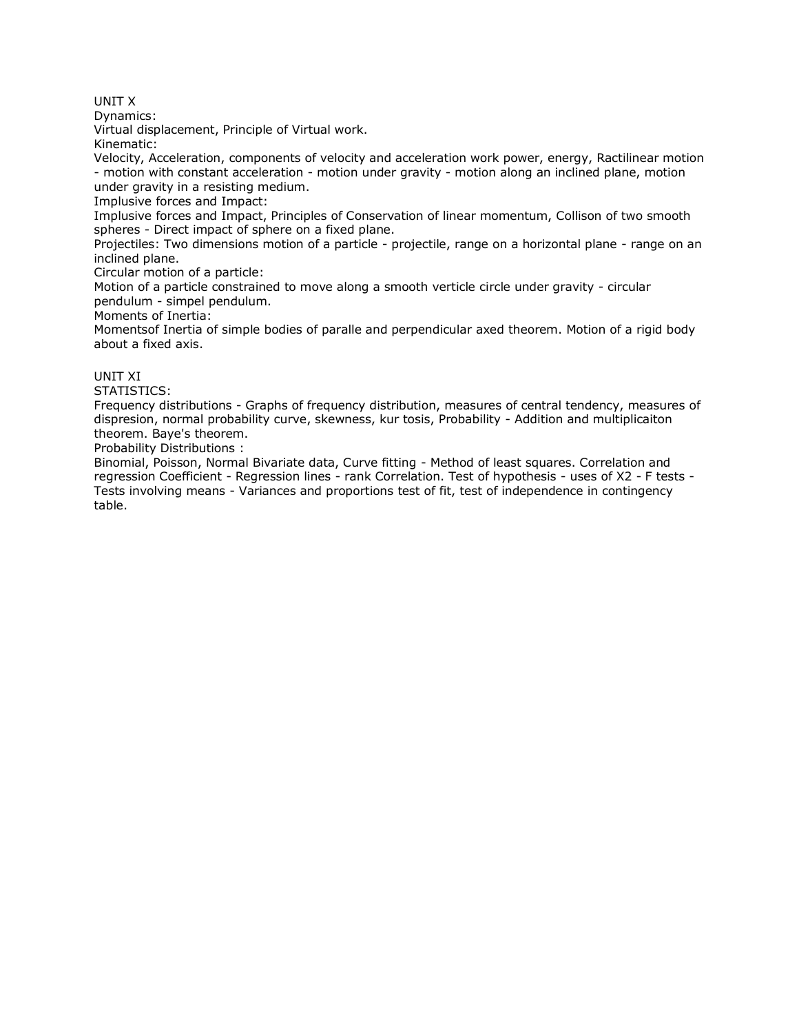UNIT X

Dynamics:

Virtual displacement, Principle of Virtual work.

Kinematic:

Velocity, Acceleration, components of velocity and acceleration work power, energy, Ractilinear motion - motion with constant acceleration - motion under gravity - motion along an inclined plane, motion under gravity in a resisting medium.

Implusive forces and Impact:

Implusive forces and Impact, Principles of Conservation of linear momentum, Collison of two smooth spheres - Direct impact of sphere on a fixed plane.

Projectiles: Two dimensions motion of a particle - projectile, range on a horizontal plane - range on an inclined plane.

Circular motion of a particle:

Motion of a particle constrained to move along a smooth verticle circle under gravity - circular pendulum - simpel pendulum.

Moments of Inertia:

Momentsof Inertia of simple bodies of paralle and perpendicular axed theorem. Motion of a rigid body about a fixed axis.

UNIT XI

STATISTICS:

Frequency distributions - Graphs of frequency distribution, measures of central tendency, measures of dispresion, normal probability curve, skewness, kur tosis, Probability - Addition and multiplicaiton theorem. Baye's theorem.

Probability Distributions :

Binomial, Poisson, Normal Bivariate data, Curve fitting - Method of least squares. Correlation and regression Coefficient - Regression lines - rank Correlation. Test of hypothesis - uses of X2 - F tests - Tests involving means - Variances and proportions test of fit, test of independence in contingency table.